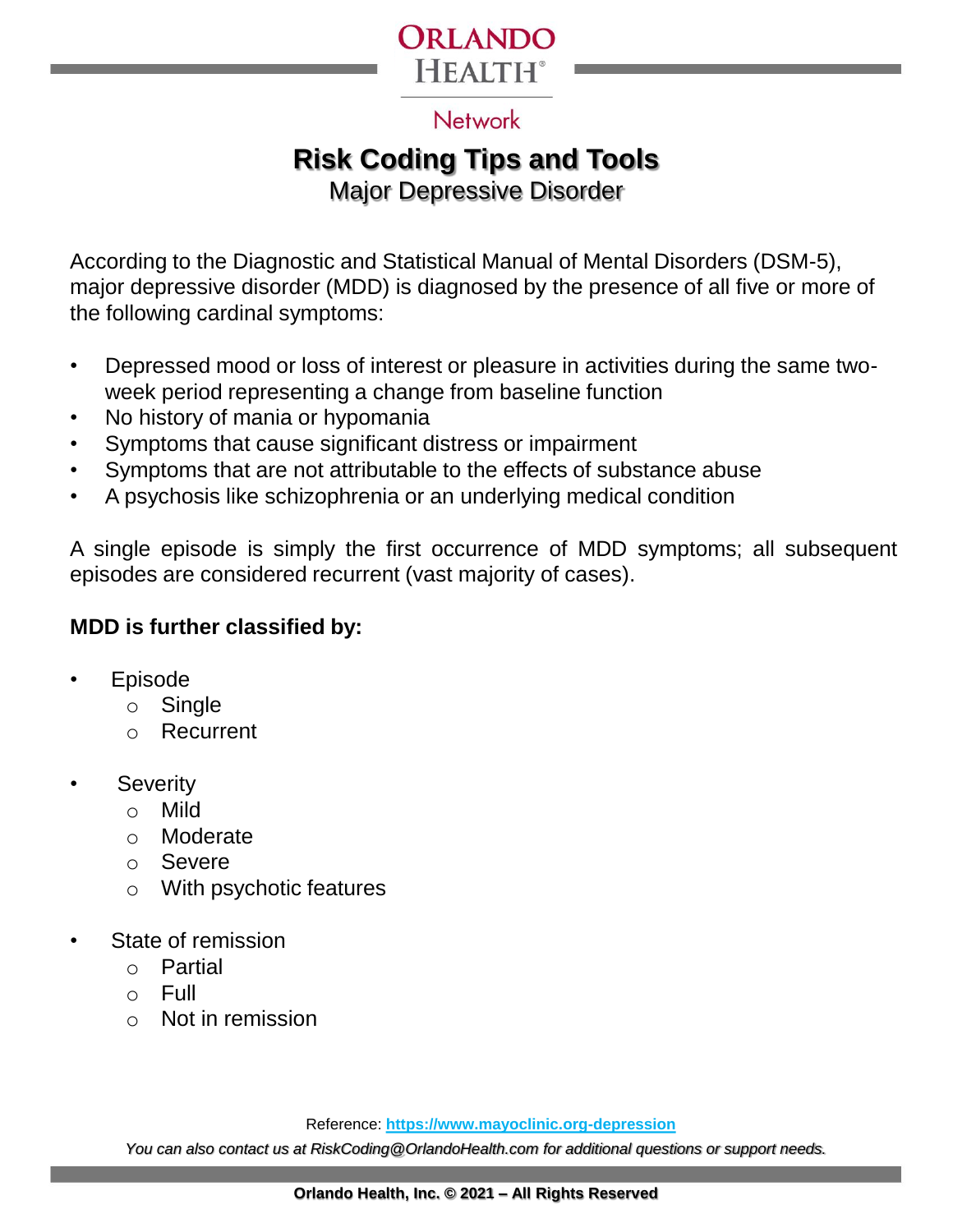Orlando Health Network

# Risk Coding Tips and Tools

## Major Depressive Disorder

According to the Diagnostic and Statistical Manual of Mental Disorders (DSM-5), major depressive disorder (MDD) is diagnosed by the presence of all five or more of the following cardinal symptoms:

- Depressed mood or loss of interest or pleasure in activities during the same two-week period representing a change from baseline function
- No history of mania or hypomania
- Symptoms that cause significant distress or impairment
- Symptoms that are not attributable to the effects of substance abuse
- A psychosis like schizophrenia or an underlying medical condition

A single episode is simply the first occurrence of MDD symptoms; all subsequent episodes are considered recurrent (vast majority of cases).

**MDD is further classified by:**

- Episode
  - Single
  - Recurrent
- Severity
  - Mild
  - Moderate
  - Severe
  - With psychotic features
- State of remission
  - Partial
  - Full
  - Not in remission

Reference: https://www.mayoclinic.org-depression

*You can also contact us at RiskCoding@OrlandoHealth.com for additional questions or support needs.*

**Orlando Health, Inc. © 2021 – All Rights Reserved**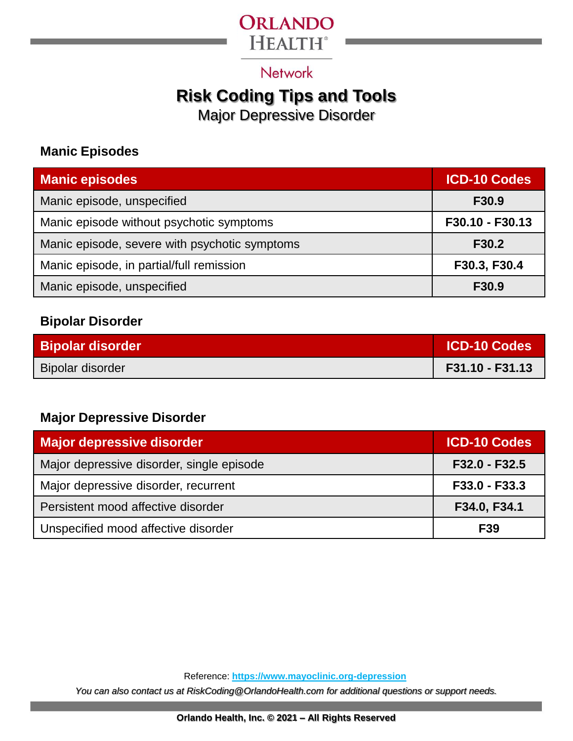# Risk Coding Tips and Tools

## Major Depressive Disorder

### Manic Episodes

| Manic episodes | ICD-10 Codes |
|---|---|
| Manic episode, unspecified | F30.9 |
| Manic episode without psychotic symptoms | F30.10 - F30.13 |
| Manic episode, severe with psychotic symptoms | F30.2 |
| Manic episode, in partial/full remission | F30.3, F30.4 |
| Manic episode, unspecified | F30.9 |

### Bipolar Disorder

| Bipolar disorder | ICD-10 Codes |
|---|---|
| Bipolar disorder | F31.10 - F31.13 |

### Major Depressive Disorder

| Major depressive disorder | ICD-10 Codes |
|---|---|
| Major depressive disorder, single episode | F32.0 - F32.5 |
| Major depressive disorder, recurrent | F33.0 - F33.3 |
| Persistent mood affective disorder | F34.0, F34.1 |
| Unspecified mood affective disorder | F39 |

Reference: [https://www.mayoclinic.org-depression](https://www.mayoclinic.org-depression)

*You can also contact us at RiskCoding@OrlandoHealth.com for additional questions or support needs.*

**Orlando Health, Inc. © 2021 – All Rights Reserved**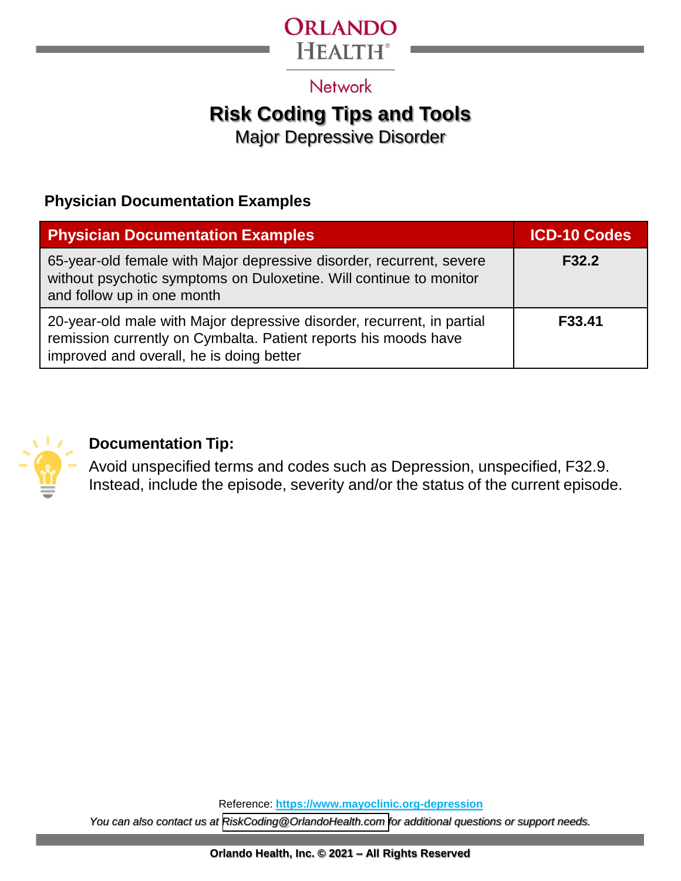# Risk Coding Tips and Tools

## Major Depressive Disorder

### Physician Documentation Examples

| Physician Documentation Examples | ICD-10 Codes |
| --- | --- |
| 65-year-old female with Major depressive disorder, recurrent, severe without psychotic symptoms on Duloxetine. Will continue to monitor and follow up in one month | **F32.2** |
| 20-year-old male with Major depressive disorder, recurrent, in partial remission currently on Cymbalta. Patient reports his moods have improved and overall, he is doing better | **F33.41** |

**Documentation Tip:**

Avoid unspecified terms and codes such as Depression, unspecified, F32.9. Instead, include the episode, severity and/or the status of the current episode.

Reference: **https://www.mayoclinic.org-depression**

*You can also contact us at RiskCoding@OrlandoHealth.com for additional questions or support needs.*

**Orlando Health, Inc. © 2021 – All Rights Reserved**